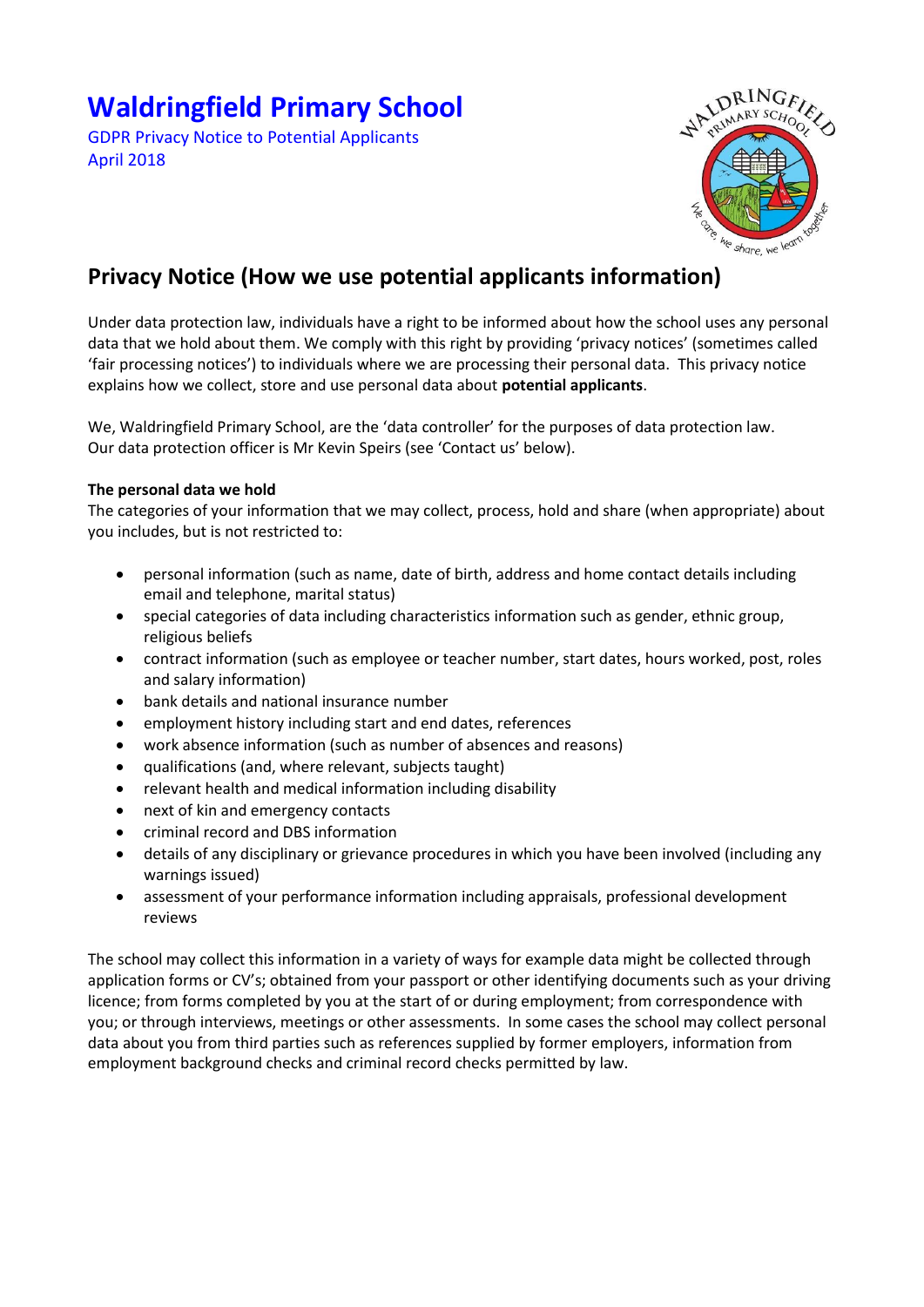# Waldringfield Primary School

GDPR Privacy Notice to Potential Applicants
April 2018

## Privacy Notice (How we use potential applicants information)

Under data protection law, individuals have a right to be informed about how the school uses any personal data that we hold about them. We comply with this right by providing 'privacy notices' (sometimes called 'fair processing notices') to individuals where we are processing their personal data. This privacy notice explains how we collect, store and use personal data about **potential applicants**.

We, Waldringfield Primary School, are the 'data controller' for the purposes of data protection law. Our data protection officer is Mr Kevin Speirs (see 'Contact us' below).

**The personal data we hold**

The categories of your information that we may collect, process, hold and share (when appropriate) about you includes, but is not restricted to:

- personal information (such as name, date of birth, address and home contact details including email and telephone, marital status)
- special categories of data including characteristics information such as gender, ethnic group, religious beliefs
- contract information (such as employee or teacher number, start dates, hours worked, post, roles and salary information)
- bank details and national insurance number
- employment history including start and end dates, references
- work absence information (such as number of absences and reasons)
- qualifications (and, where relevant, subjects taught)
- relevant health and medical information including disability
- next of kin and emergency contacts
- criminal record and DBS information
- details of any disciplinary or grievance procedures in which you have been involved (including any warnings issued)
- assessment of your performance information including appraisals, professional development reviews

The school may collect this information in a variety of ways for example data might be collected through application forms or CV's; obtained from your passport or other identifying documents such as your driving licence; from forms completed by you at the start of or during employment; from correspondence with you; or through interviews, meetings or other assessments. In some cases the school may collect personal data about you from third parties such as references supplied by former employers, information from employment background checks and criminal record checks permitted by law.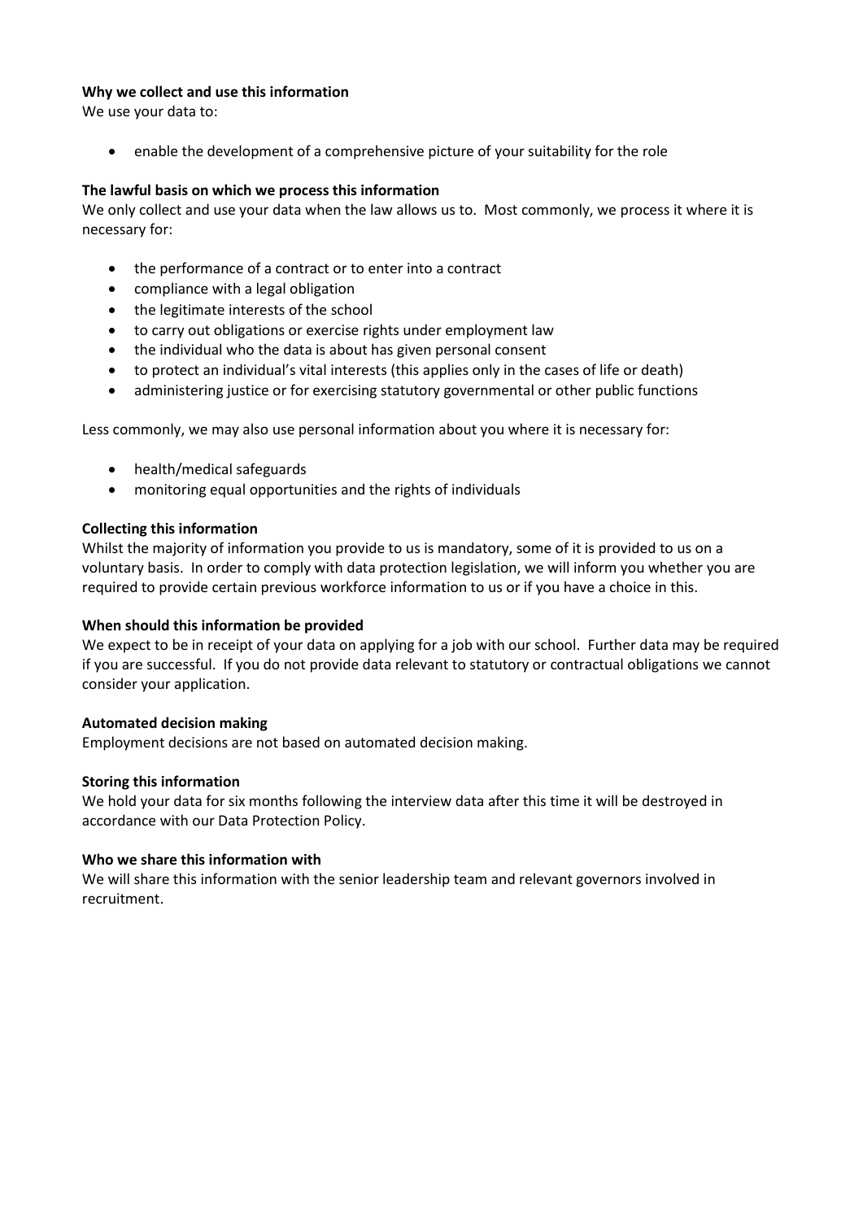**Why we collect and use this information**
We use your data to:

- enable the development of a comprehensive picture of your suitability for the role

**The lawful basis on which we process this information**
We only collect and use your data when the law allows us to. Most commonly, we process it where it is necessary for:

- the performance of a contract or to enter into a contract
- compliance with a legal obligation
- the legitimate interests of the school
- to carry out obligations or exercise rights under employment law
- the individual who the data is about has given personal consent
- to protect an individual's vital interests (this applies only in the cases of life or death)
- administering justice or for exercising statutory governmental or other public functions

Less commonly, we may also use personal information about you where it is necessary for:

- health/medical safeguards
- monitoring equal opportunities and the rights of individuals

**Collecting this information**
Whilst the majority of information you provide to us is mandatory, some of it is provided to us on a voluntary basis. In order to comply with data protection legislation, we will inform you whether you are required to provide certain previous workforce information to us or if you have a choice in this.

**When should this information be provided**
We expect to be in receipt of your data on applying for a job with our school. Further data may be required if you are successful. If you do not provide data relevant to statutory or contractual obligations we cannot consider your application.

**Automated decision making**
Employment decisions are not based on automated decision making.

**Storing this information**
We hold your data for six months following the interview data after this time it will be destroyed in accordance with our Data Protection Policy.

**Who we share this information with**
We will share this information with the senior leadership team and relevant governors involved in recruitment.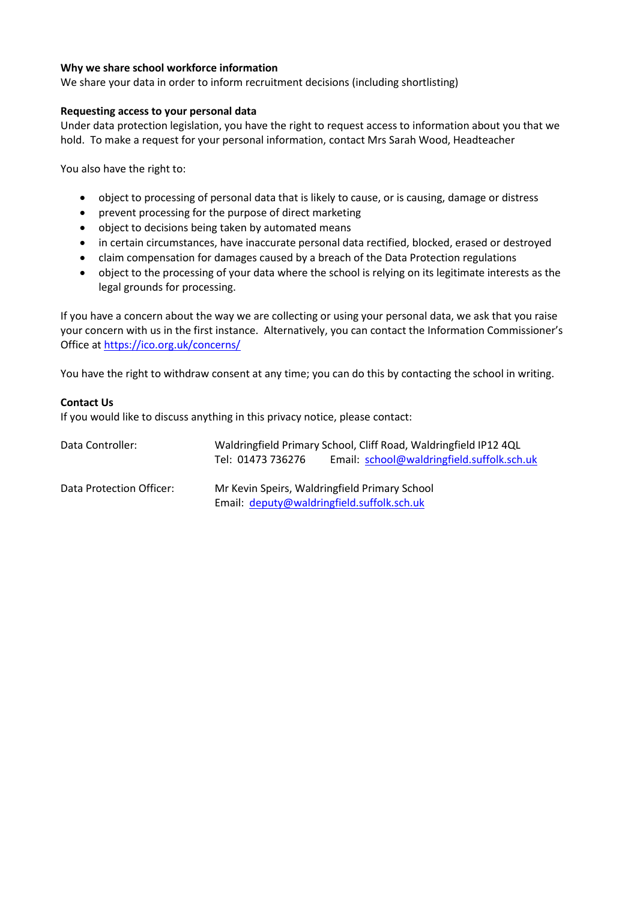**Why we share school workforce information**

We share your data in order to inform recruitment decisions (including shortlisting)

**Requesting access to your personal data**

Under data protection legislation, you have the right to request access to information about you that we hold. To make a request for your personal information, contact Mrs Sarah Wood, Headteacher

You also have the right to:

- object to processing of personal data that is likely to cause, or is causing, damage or distress
- prevent processing for the purpose of direct marketing
- object to decisions being taken by automated means
- in certain circumstances, have inaccurate personal data rectified, blocked, erased or destroyed
- claim compensation for damages caused by a breach of the Data Protection regulations
- object to the processing of your data where the school is relying on its legitimate interests as the legal grounds for processing.

If you have a concern about the way we are collecting or using your personal data, we ask that you raise your concern with us in the first instance. Alternatively, you can contact the Information Commissioner's Office at https://ico.org.uk/concerns/

You have the right to withdraw consent at any time; you can do this by contacting the school in writing.

**Contact Us**

If you would like to discuss anything in this privacy notice, please contact:

| | |
|---|---|
| Data Controller: | Waldringfield Primary School, Cliff Road, Waldringfield IP12 4QL<br>Tel: 01473 736276 Email: school@waldringfield.suffolk.sch.uk |
| Data Protection Officer: | Mr Kevin Speirs, Waldringfield Primary School<br>Email: deputy@waldringfield.suffolk.sch.uk |